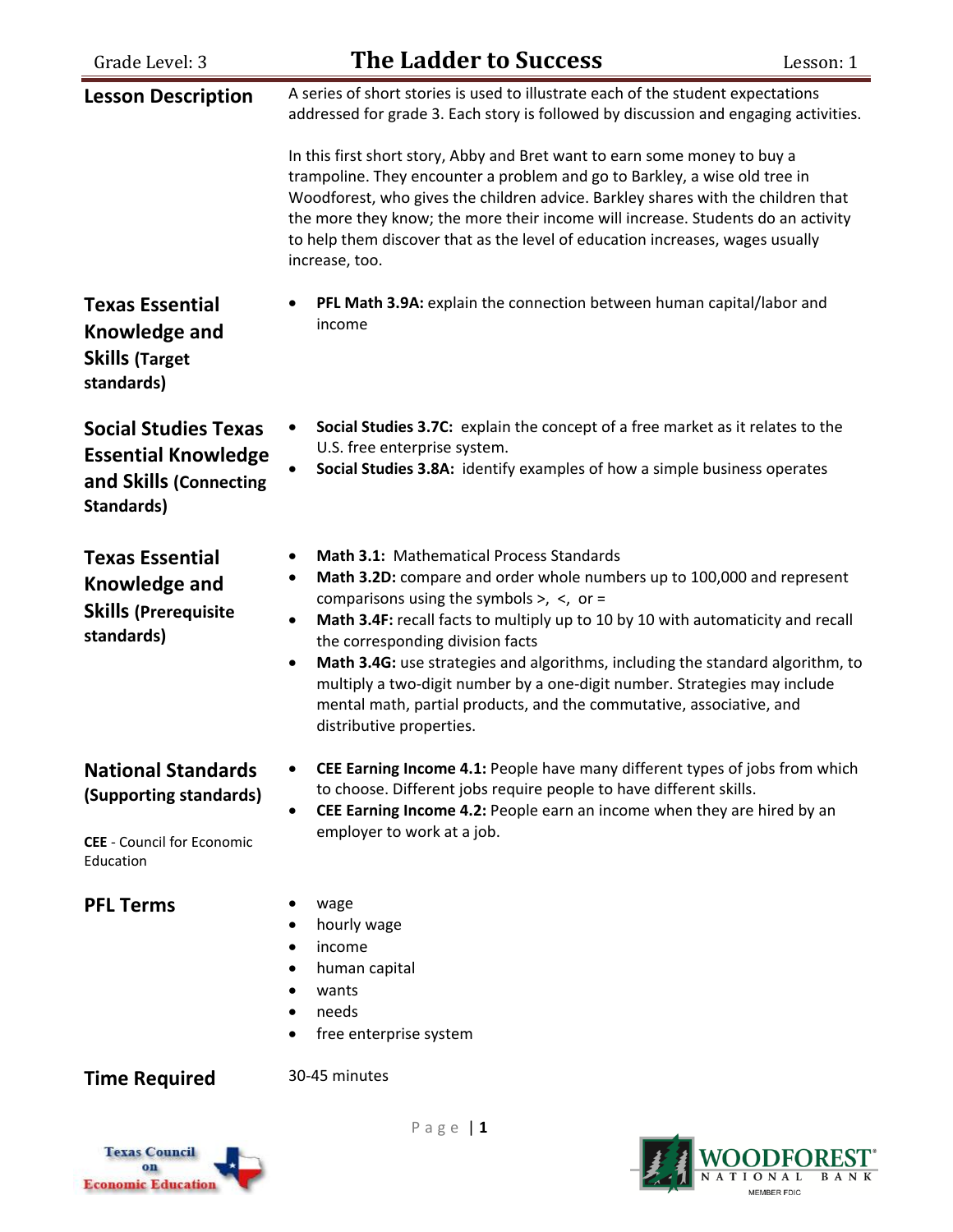Grade Level: 3

# The Ladder to Success

Lesson: 1

## Lesson Description

A series of short stories is used to illustrate each of the student expectations addressed for grade 3. Each story is followed by discussion and engaging activities.

In this first short story, Abby and Bret want to earn some money to buy a trampoline. They encounter a problem and go to Barkley, a wise old tree in Woodforest, who gives the children advice. Barkley shares with the children that the more they know; the more their income will increase. Students do an activity to help them discover that as the level of education increases, wages usually increase, too.

## Texas Essential Knowledge and Skills (Target standards)

- **PFL Math 3.9A:** explain the connection between human capital/labor and income

## Social Studies Texas Essential Knowledge and Skills (Connecting Standards)

- **Social Studies 3.7C:** explain the concept of a free market as it relates to the U.S. free enterprise system.
- **Social Studies 3.8A:** identify examples of how a simple business operates

## Texas Essential Knowledge and Skills (Prerequisite standards)

- **Math 3.1:** Mathematical Process Standards
- **Math 3.2D:** compare and order whole numbers up to 100,000 and represent comparisons using the symbols >, <, or =
- **Math 3.4F:** recall facts to multiply up to 10 by 10 with automaticity and recall the corresponding division facts
- **Math 3.4G:** use strategies and algorithms, including the standard algorithm, to multiply a two-digit number by a one-digit number. Strategies may include mental math, partial products, and the commutative, associative, and distributive properties.

## National Standards (Supporting standards)

**CEE** - Council for Economic Education

- **CEE Earning Income 4.1:** People have many different types of jobs from which to choose. Different jobs require people to have different skills.
- **CEE Earning Income 4.2:** People earn an income when they are hired by an employer to work at a job.

## PFL Terms

- wage
- hourly wage
- income
- human capital
- wants
- needs
- free enterprise system

## Time Required

30-45 minutes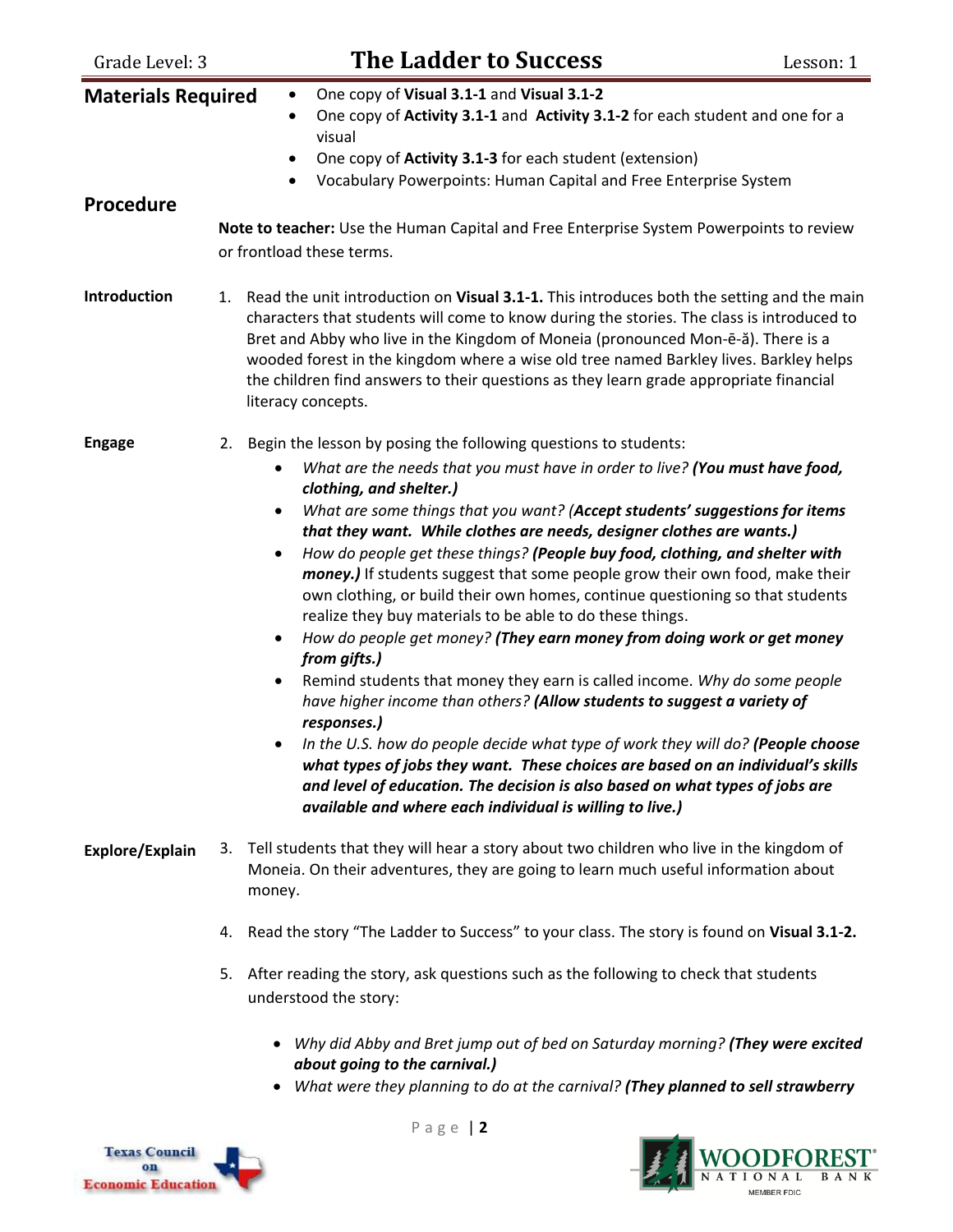Grade Level: 3 | **The Ladder to Success** | Lesson: 1

## Materials Required

- One copy of **Visual 3.1-1** and **Visual 3.1-2**
- One copy of **Activity 3.1-1** and **Activity 3.1-2** for each student and one for a visual
- One copy of **Activity 3.1-3** for each student (extension)
- Vocabulary Powerpoints: Human Capital and Free Enterprise System

## Procedure

**Note to teacher:** Use the Human Capital and Free Enterprise System Powerpoints to review or frontload these terms.

### Introduction

1. Read the unit introduction on **Visual 3.1-1.** This introduces both the setting and the main characters that students will come to know during the stories. The class is introduced to Bret and Abby who live in the Kingdom of Moneia (pronounced Mon-ē-ă). There is a wooded forest in the kingdom where a wise old tree named Barkley lives. Barkley helps the children find answers to their questions as they learn grade appropriate financial literacy concepts.

### Engage

2. Begin the lesson by posing the following questions to students:
   - *What are the needs that you must have in order to live?* ***(You must have food, clothing, and shelter.)***
   - *What are some things that you want?* **(*Accept students' suggestions for items that they want. While clothes are needs, designer clothes are wants.)***
   - *How do people get these things?* ***(People buy food, clothing, and shelter with money.)*** If students suggest that some people grow their own food, make their own clothing, or build their own homes, continue questioning so that students realize they buy materials to be able to do these things.
   - *How do people get money?* ***(They earn money from doing work or get money from gifts.)***
   - Remind students that money they earn is called income. *Why do some people have higher income than others?* ***(Allow students to suggest a variety of responses.)***
   - *In the U.S. how do people decide what type of work they will do?* ***(People choose what types of jobs they want. These choices are based on an individual's skills and level of education. The decision is also based on what types of jobs are available and where each individual is willing to live.)***

### Explore/Explain

3. Tell students that they will hear a story about two children who live in the kingdom of Moneia. On their adventures, they are going to learn much useful information about money.

4. Read the story "The Ladder to Success" to your class. The story is found on **Visual 3.1-2.**

5. After reading the story, ask questions such as the following to check that students understood the story:

   - *Why did Abby and Bret jump out of bed on Saturday morning?* ***(They were excited about going to the carnival.)***
   - *What were they planning to do at the carnival?* ***(They planned to sell strawberry***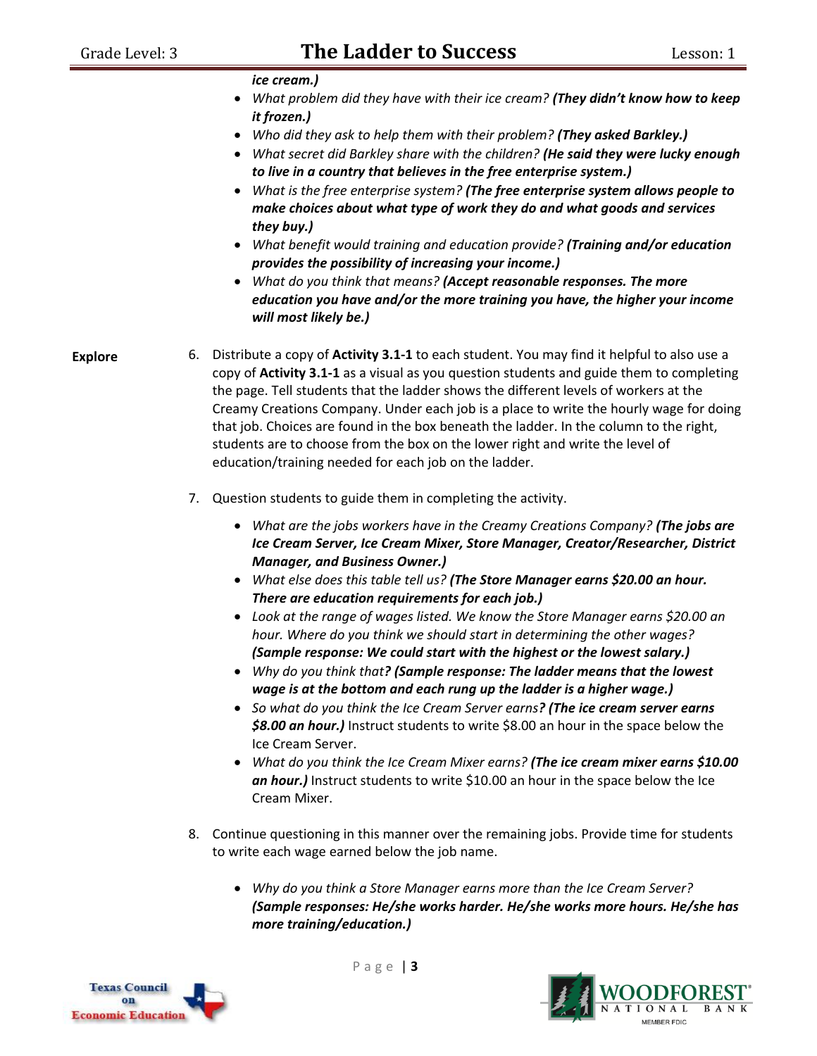*ice cream.)*

- *What problem did they have with their ice cream?* ***(They didn't know how to keep it frozen.)***
- *Who did they ask to help them with their problem?* ***(They asked Barkley.)***
- *What secret did Barkley share with the children?* ***(He said they were lucky enough to live in a country that believes in the free enterprise system.)***
- *What is the free enterprise system?* ***(The free enterprise system allows people to make choices about what type of work they do and what goods and services they buy.)***
- *What benefit would training and education provide?* ***(Training and/or education provides the possibility of increasing your income.)***
- *What do you think that means?* ***(Accept reasonable responses. The more education you have and/or the more training you have, the higher your income will most likely be.)***

**Explore**

6. Distribute a copy of **Activity 3.1-1** to each student. You may find it helpful to also use a copy of **Activity 3.1-1** as a visual as you question students and guide them to completing the page. Tell students that the ladder shows the different levels of workers at the Creamy Creations Company. Under each job is a place to write the hourly wage for doing that job. Choices are found in the box beneath the ladder. In the column to the right, students are to choose from the box on the lower right and write the level of education/training needed for each job on the ladder.

7. Question students to guide them in completing the activity.

   - *What are the jobs workers have in the Creamy Creations Company?* ***(The jobs are Ice Cream Server, Ice Cream Mixer, Store Manager, Creator/Researcher, District Manager, and Business Owner.)***
   - *What else does this table tell us?* ***(The Store Manager earns $20.00 an hour. There are education requirements for each job.)***
   - *Look at the range of wages listed. We know the Store Manager earns $20.00 an hour. Where do you think we should start in determining the other wages?* ***(Sample response: We could start with the highest or the lowest salary.)***
   - *Why do you think that**? (Sample response: The ladder means that the lowest wage is at the bottom and each rung up the ladder is a higher wage.)***
   - *So what do you think the Ice Cream Server earns**? (The ice cream server earns $8.00 an hour.)*** Instruct students to write $8.00 an hour in the space below the Ice Cream Server.
   - *What do you think the Ice Cream Mixer earns?* ***(The ice cream mixer earns $10.00 an hour.)*** Instruct students to write $10.00 an hour in the space below the Ice Cream Mixer.

8. Continue questioning in this manner over the remaining jobs. Provide time for students to write each wage earned below the job name.

   - *Why do you think a Store Manager earns more than the Ice Cream Server?* ***(Sample responses: He/she works harder. He/she works more hours. He/she has more training/education.)***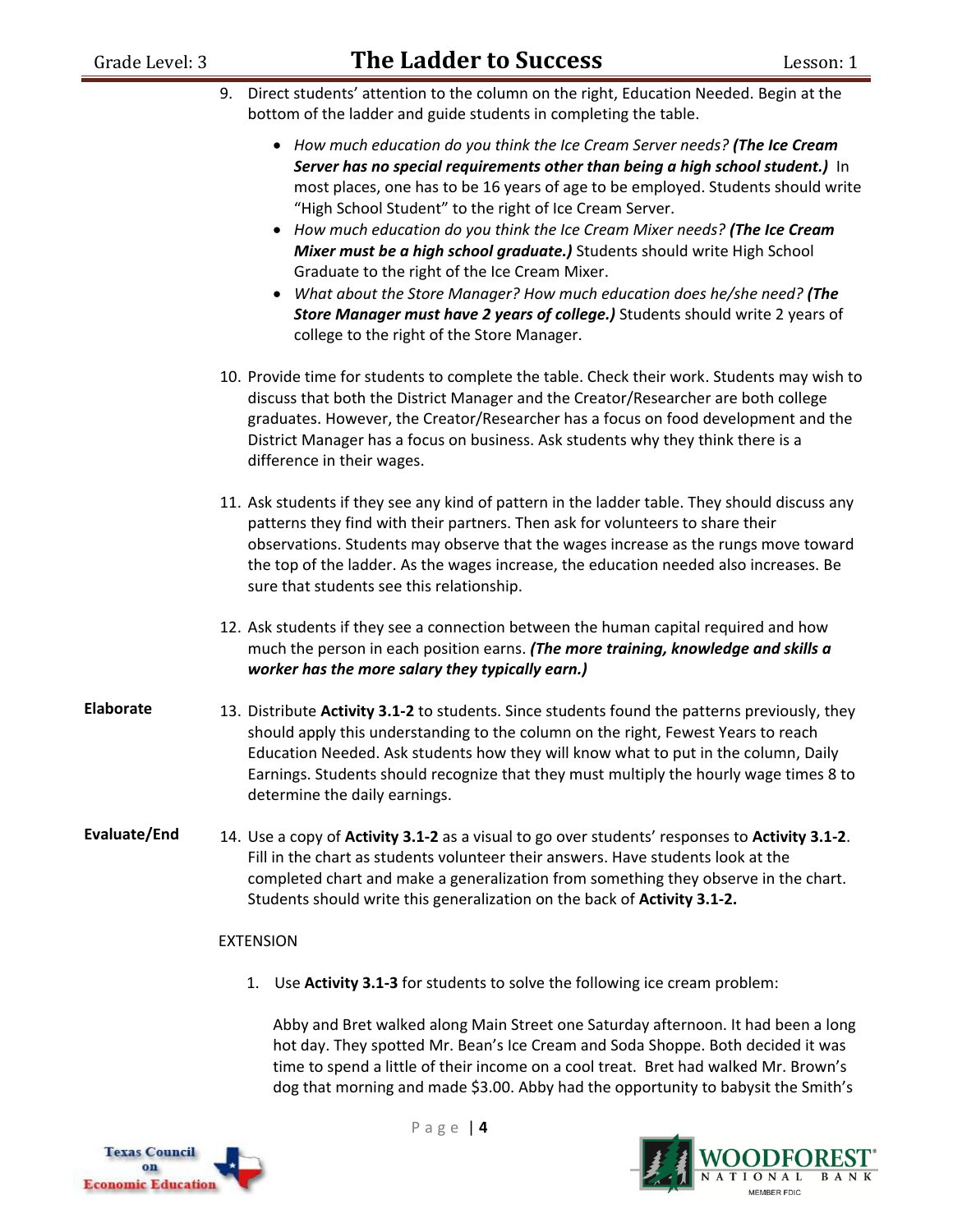9. Direct students' attention to the column on the right, Education Needed. Begin at the bottom of the ladder and guide students in completing the table.

   - *How much education do you think the Ice Cream Server needs?* ***(The Ice Cream Server has no special requirements other than being a high school student.)*** In most places, one has to be 16 years of age to be employed. Students should write "High School Student" to the right of Ice Cream Server.
   - *How much education do you think the Ice Cream Mixer needs?* ***(The Ice Cream Mixer must be a high school graduate.)*** Students should write High School Graduate to the right of the Ice Cream Mixer.
   - *What about the Store Manager? How much education does he/she need?* ***(The Store Manager must have 2 years of college.)*** Students should write 2 years of college to the right of the Store Manager.

10. Provide time for students to complete the table. Check their work. Students may wish to discuss that both the District Manager and the Creator/Researcher are both college graduates. However, the Creator/Researcher has a focus on food development and the District Manager has a focus on business. Ask students why they think there is a difference in their wages.

11. Ask students if they see any kind of pattern in the ladder table. They should discuss any patterns they find with their partners. Then ask for volunteers to share their observations. Students may observe that the wages increase as the rungs move toward the top of the ladder. As the wages increase, the education needed also increases. Be sure that students see this relationship.

12. Ask students if they see a connection between the human capital required and how much the person in each position earns. ***(The more training, knowledge and skills a worker has the more salary they typically earn.)***

**Elaborate**

13. Distribute **Activity 3.1-2** to students. Since students found the patterns previously, they should apply this understanding to the column on the right, Fewest Years to reach Education Needed. Ask students how they will know what to put in the column, Daily Earnings. Students should recognize that they must multiply the hourly wage times 8 to determine the daily earnings.

**Evaluate/End**

14. Use a copy of **Activity 3.1-2** as a visual to go over students' responses to **Activity 3.1-2**. Fill in the chart as students volunteer their answers. Have students look at the completed chart and make a generalization from something they observe in the chart. Students should write this generalization on the back of **Activity 3.1-2.**

EXTENSION

1. Use **Activity 3.1-3** for students to solve the following ice cream problem:

   Abby and Bret walked along Main Street one Saturday afternoon. It had been a long hot day. They spotted Mr. Bean's Ice Cream and Soda Shoppe. Both decided it was time to spend a little of their income on a cool treat. Bret had walked Mr. Brown's dog that morning and made $3.00. Abby had the opportunity to babysit the Smith's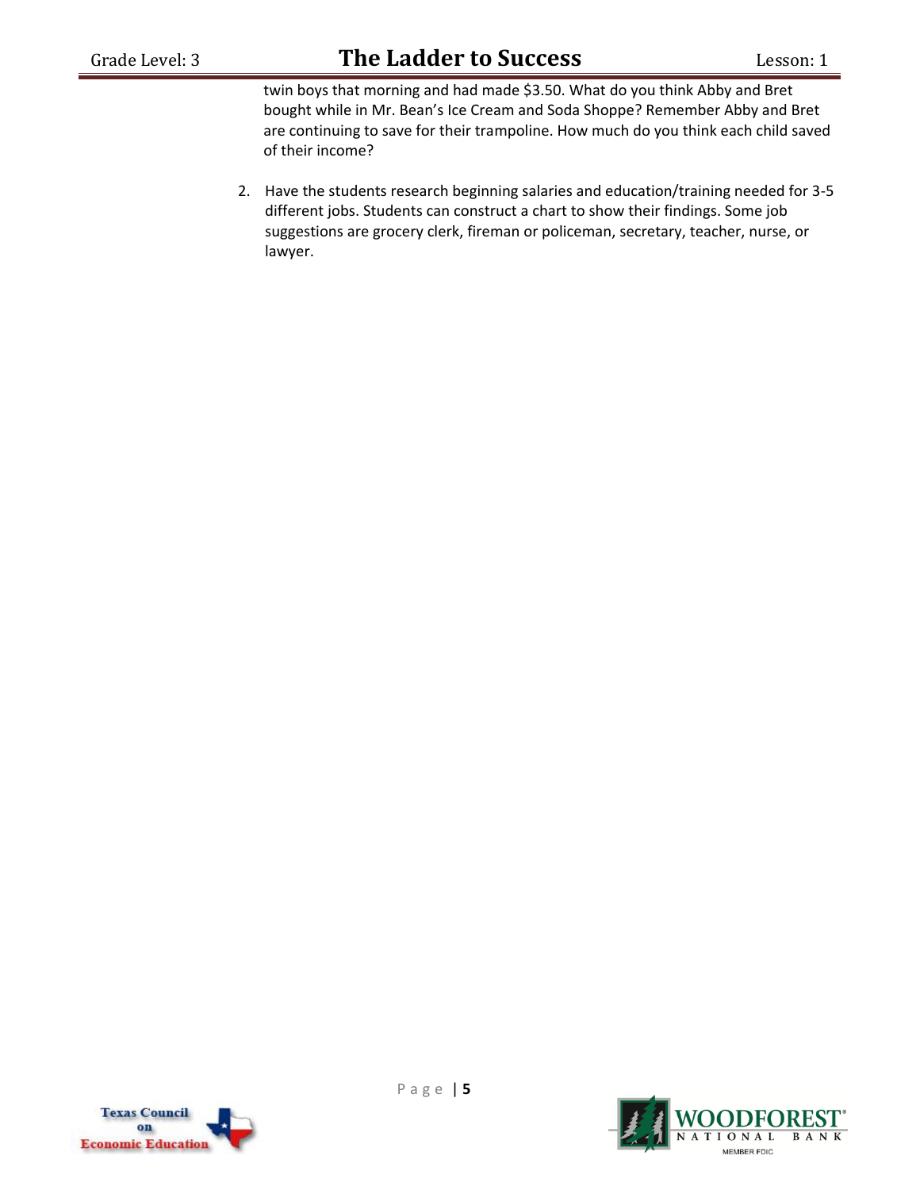twin boys that morning and had made $3.50. What do you think Abby and Bret bought while in Mr. Bean's Ice Cream and Soda Shoppe? Remember Abby and Bret are continuing to save for their trampoline. How much do you think each child saved of their income?

2. Have the students research beginning salaries and education/training needed for 3-5 different jobs. Students can construct a chart to show their findings. Some job suggestions are grocery clerk, fireman or policeman, secretary, teacher, nurse, or lawyer.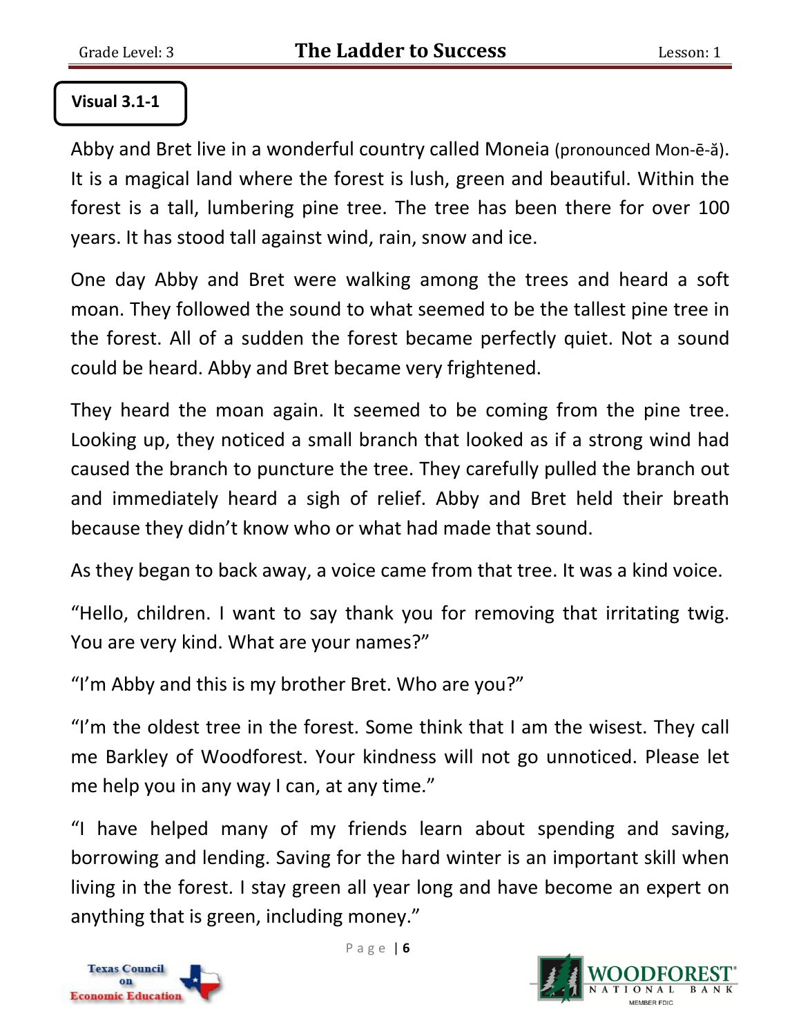**Visual 3.1-1**

Abby and Bret live in a wonderful country called Moneia (pronounced Mon-ē-ă). It is a magical land where the forest is lush, green and beautiful. Within the forest is a tall, lumbering pine tree. The tree has been there for over 100 years. It has stood tall against wind, rain, snow and ice.

One day Abby and Bret were walking among the trees and heard a soft moan. They followed the sound to what seemed to be the tallest pine tree in the forest. All of a sudden the forest became perfectly quiet. Not a sound could be heard. Abby and Bret became very frightened.

They heard the moan again. It seemed to be coming from the pine tree. Looking up, they noticed a small branch that looked as if a strong wind had caused the branch to puncture the tree. They carefully pulled the branch out and immediately heard a sigh of relief. Abby and Bret held their breath because they didn't know who or what had made that sound.

As they began to back away, a voice came from that tree. It was a kind voice.

"Hello, children. I want to say thank you for removing that irritating twig. You are very kind. What are your names?"

"I'm Abby and this is my brother Bret. Who are you?"

"I'm the oldest tree in the forest. Some think that I am the wisest. They call me Barkley of Woodforest. Your kindness will not go unnoticed. Please let me help you in any way I can, at any time."

"I have helped many of my friends learn about spending and saving, borrowing and lending. Saving for the hard winter is an important skill when living in the forest. I stay green all year long and have become an expert on anything that is green, including money."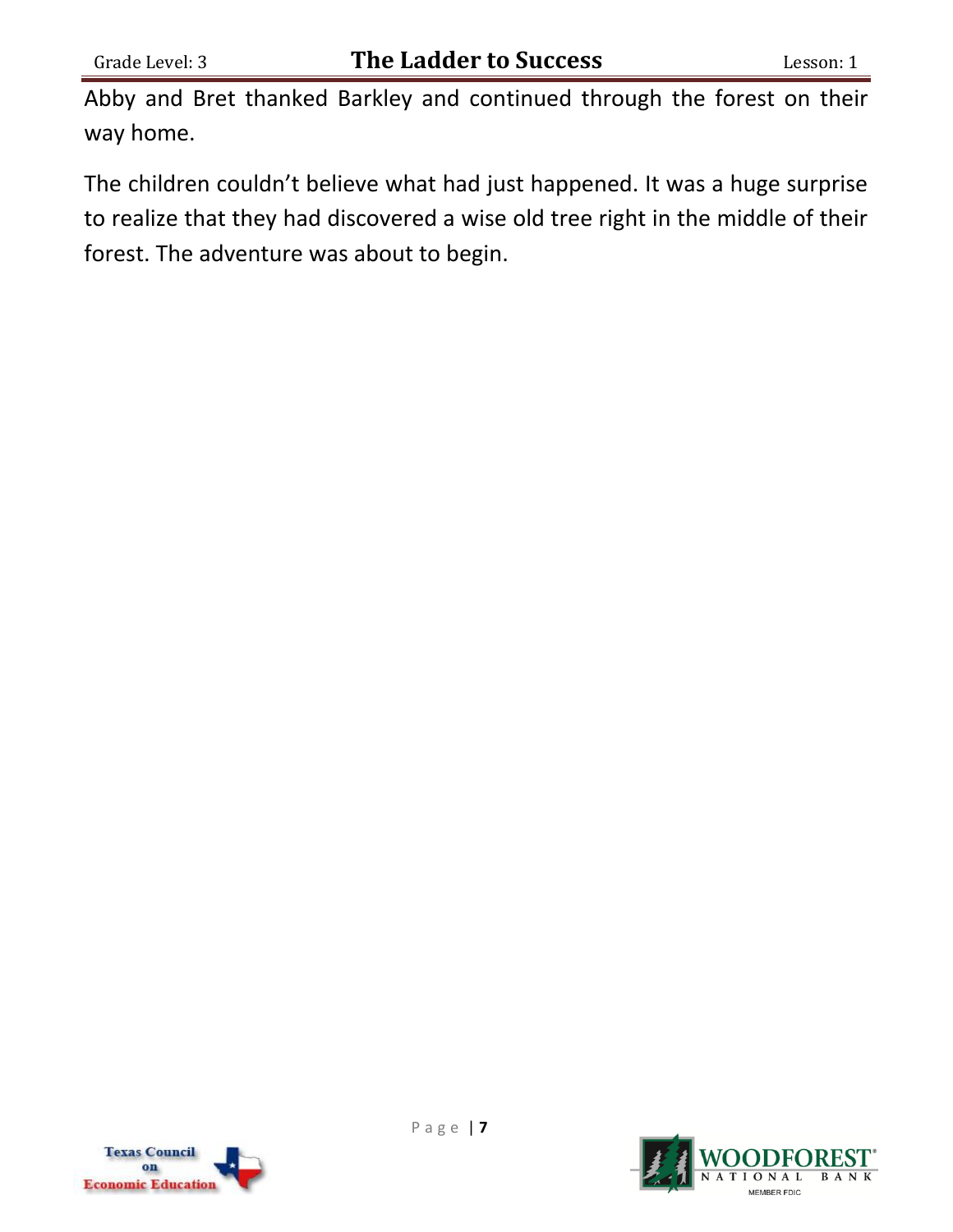Abby and Bret thanked Barkley and continued through the forest on their way home.

The children couldn't believe what had just happened. It was a huge surprise to realize that they had discovered a wise old tree right in the middle of their forest. The adventure was about to begin.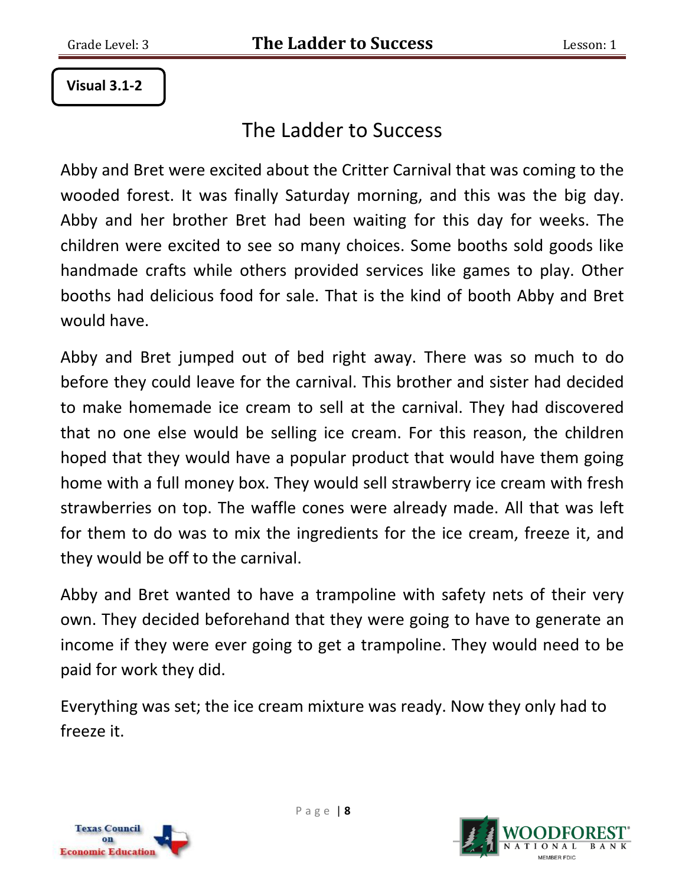**Visual 3.1-2**

# The Ladder to Success

Abby and Bret were excited about the Critter Carnival that was coming to the wooded forest. It was finally Saturday morning, and this was the big day. Abby and her brother Bret had been waiting for this day for weeks. The children were excited to see so many choices. Some booths sold goods like handmade crafts while others provided services like games to play. Other booths had delicious food for sale. That is the kind of booth Abby and Bret would have.

Abby and Bret jumped out of bed right away. There was so much to do before they could leave for the carnival. This brother and sister had decided to make homemade ice cream to sell at the carnival. They had discovered that no one else would be selling ice cream. For this reason, the children hoped that they would have a popular product that would have them going home with a full money box. They would sell strawberry ice cream with fresh strawberries on top. The waffle cones were already made. All that was left for them to do was to mix the ingredients for the ice cream, freeze it, and they would be off to the carnival.

Abby and Bret wanted to have a trampoline with safety nets of their very own. They decided beforehand that they were going to have to generate an income if they were ever going to get a trampoline. They would need to be paid for work they did.

Everything was set; the ice cream mixture was ready. Now they only had to freeze it.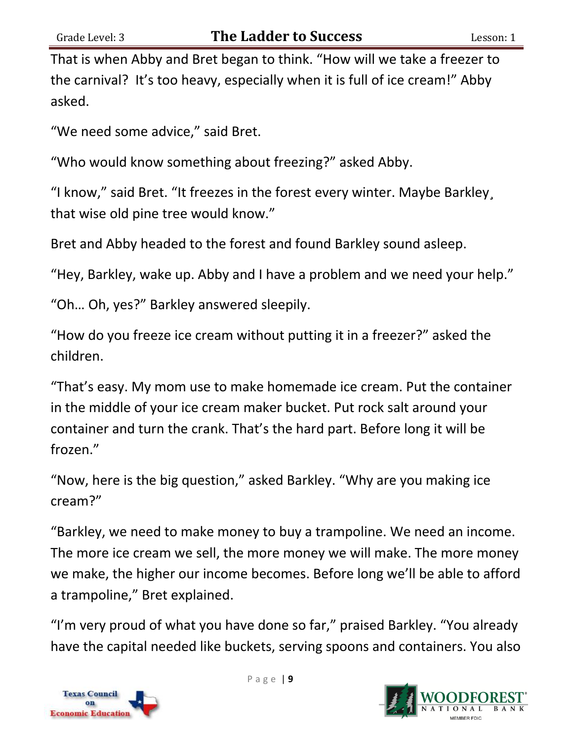That is when Abby and Bret began to think. “How will we take a freezer to the carnival? It’s too heavy, especially when it is full of ice cream!” Abby asked.

“We need some advice,” said Bret.

“Who would know something about freezing?” asked Abby.

“I know,” said Bret. “It freezes in the forest every winter. Maybe Barkley¸ that wise old pine tree would know.”

Bret and Abby headed to the forest and found Barkley sound asleep.

“Hey, Barkley, wake up. Abby and I have a problem and we need your help.”

“Oh… Oh, yes?” Barkley answered sleepily.

“How do you freeze ice cream without putting it in a freezer?” asked the children.

“That’s easy. My mom use to make homemade ice cream. Put the container in the middle of your ice cream maker bucket. Put rock salt around your container and turn the crank. That’s the hard part. Before long it will be frozen.”

“Now, here is the big question,” asked Barkley. “Why are you making ice cream?”

“Barkley, we need to make money to buy a trampoline. We need an income. The more ice cream we sell, the more money we will make. The more money we make, the higher our income becomes. Before long we’ll be able to afford a trampoline,” Bret explained.

“I’m very proud of what you have done so far,” praised Barkley. “You already have the capital needed like buckets, serving spoons and containers. You also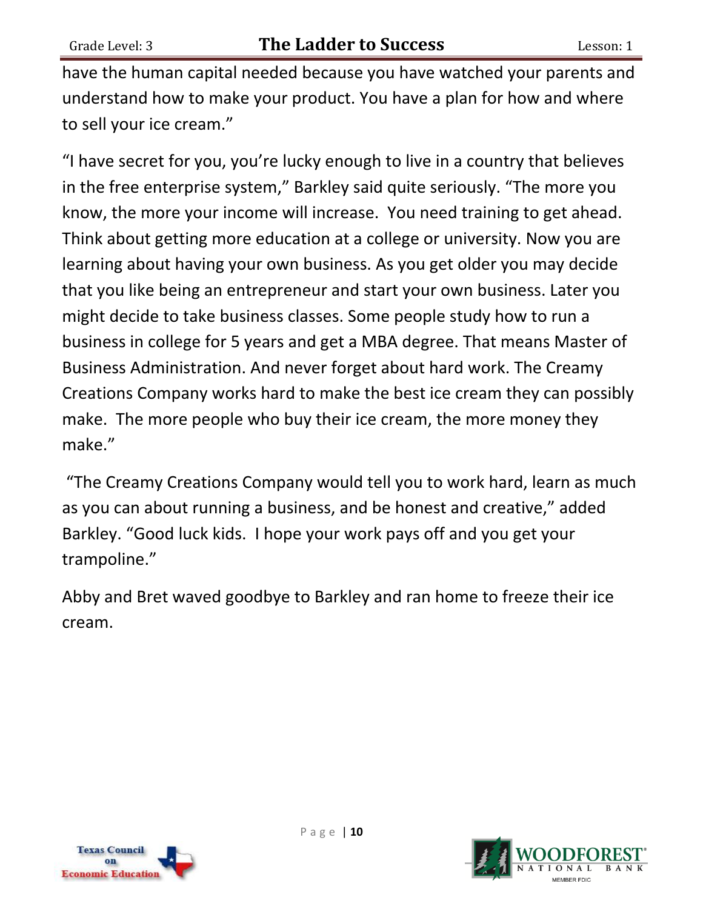have the human capital needed because you have watched your parents and understand how to make your product. You have a plan for how and where to sell your ice cream."

"I have secret for you, you're lucky enough to live in a country that believes in the free enterprise system," Barkley said quite seriously. "The more you know, the more your income will increase. You need training to get ahead. Think about getting more education at a college or university. Now you are learning about having your own business. As you get older you may decide that you like being an entrepreneur and start your own business. Later you might decide to take business classes. Some people study how to run a business in college for 5 years and get a MBA degree. That means Master of Business Administration. And never forget about hard work. The Creamy Creations Company works hard to make the best ice cream they can possibly make. The more people who buy their ice cream, the more money they make."

"The Creamy Creations Company would tell you to work hard, learn as much as you can about running a business, and be honest and creative," added Barkley. "Good luck kids. I hope your work pays off and you get your trampoline."

Abby and Bret waved goodbye to Barkley and ran home to freeze their ice cream.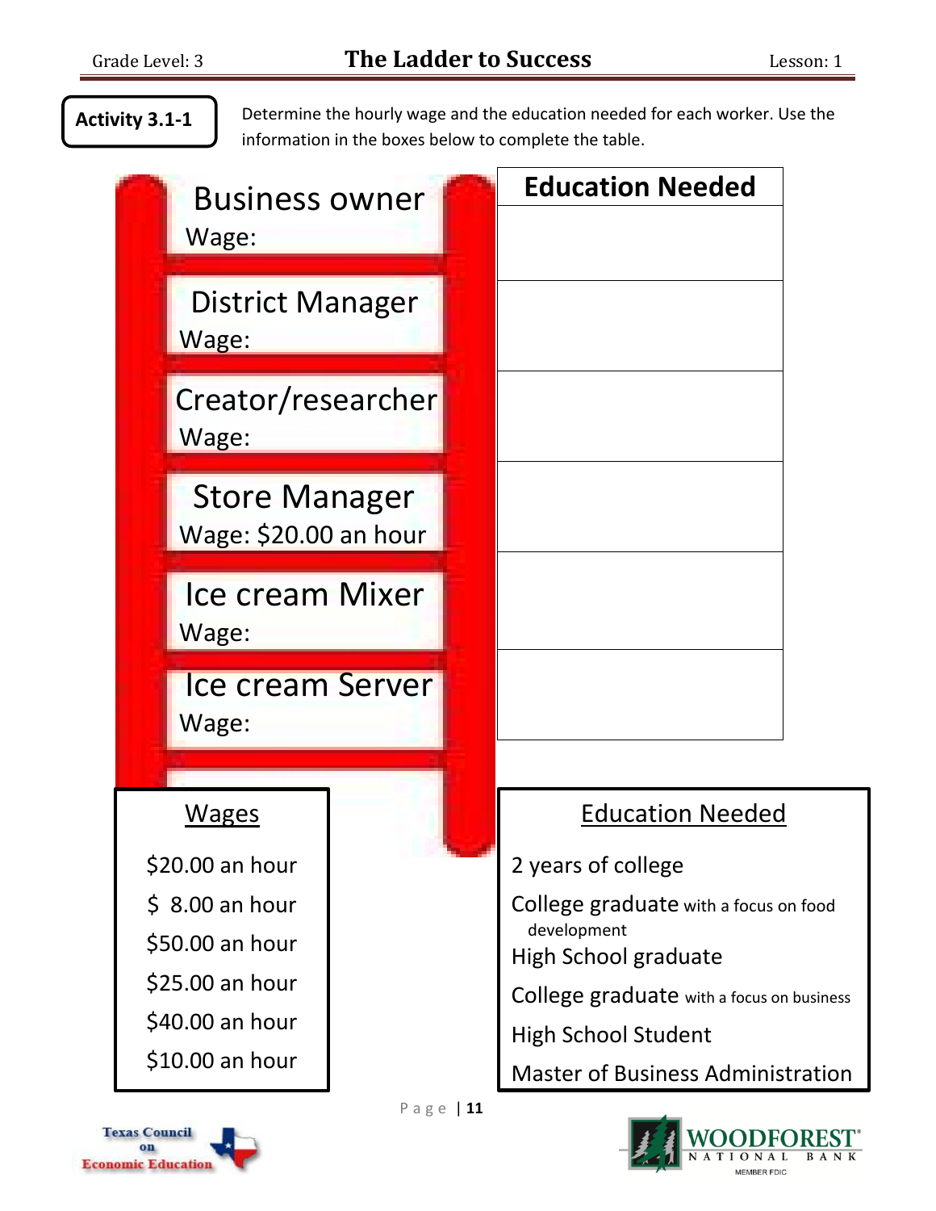Grade Level: 3 **The Ladder to Success** Lesson: 1

**Activity 3.1-1**

Determine the hourly wage and the education needed for each worker. Use the information in the boxes below to complete the table.

| Worker | Education Needed |
|---|---|
| Business owner<br>Wage: | |
| District Manager<br>Wage: | |
| Creator/researcher<br>Wage: | |
| Store Manager<br>Wage: $20.00 an hour | |
| Ice cream Mixer<br>Wage: | |
| Ice cream Server<br>Wage: | |

**Wages**

- $20.00 an hour
- $ 8.00 an hour
- $50.00 an hour
- $25.00 an hour
- $40.00 an hour
- $10.00 an hour

**Education Needed**

- 2 years of college
- College graduate with a focus on food development
- High School graduate
- College graduate with a focus on business
- High School Student
- Master of Business Administration

Texas Council on Economic Education

WOODFOREST NATIONAL BANK MEMBER FDIC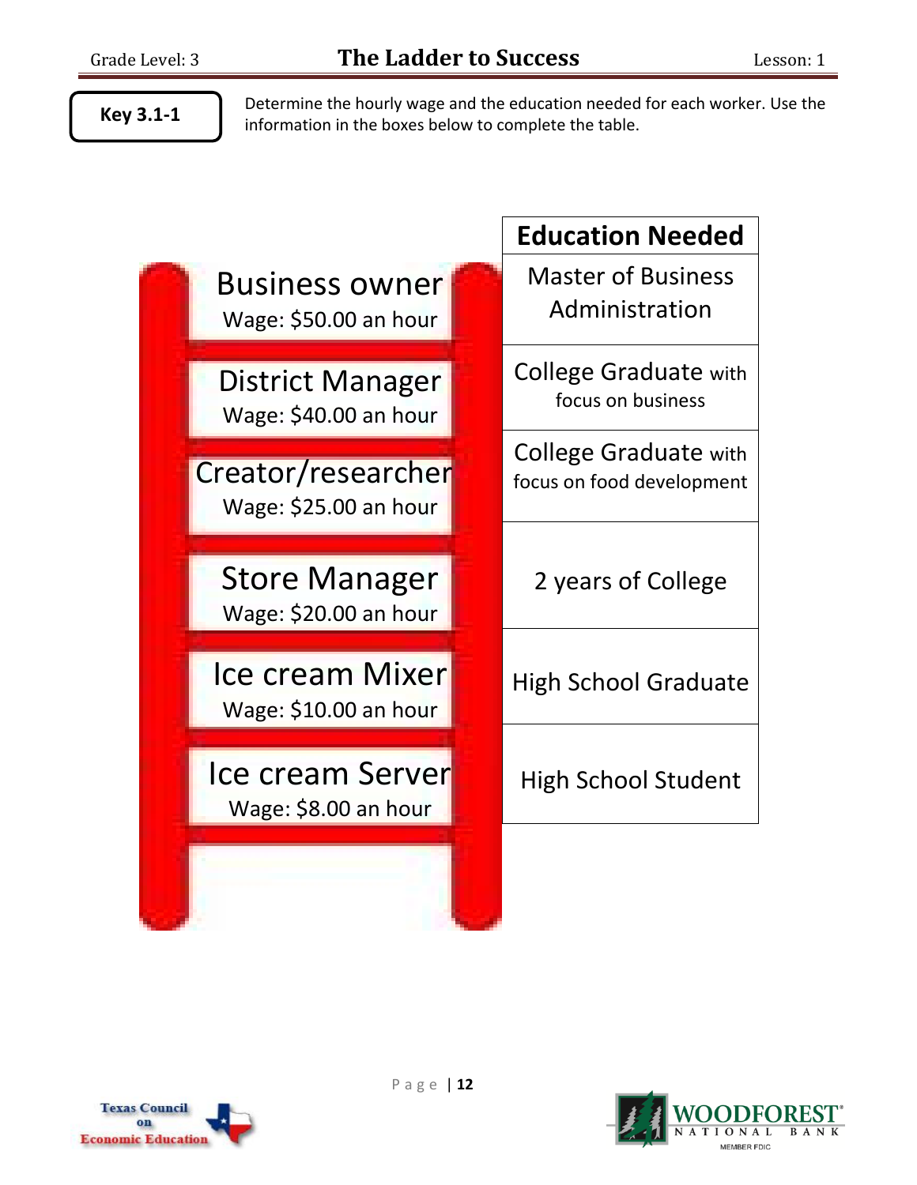Grade Level: 3

# The Ladder to Success

Lesson: 1

**Key 3.1-1**

Determine the hourly wage and the education needed for each worker. Use the information in the boxes below to complete the table.

| Worker | Education Needed |
|---|---|
| Business owner<br>Wage: $50.00 an hour | Master of Business Administration |
| District Manager<br>Wage: $40.00 an hour | College Graduate with focus on business |
| Creator/researcher<br>Wage: $25.00 an hour | College Graduate with focus on food development |
| Store Manager<br>Wage: $20.00 an hour | 2 years of College |
| Ice cream Mixer<br>Wage: $10.00 an hour | High School Graduate |
| Ice cream Server<br>Wage: $8.00 an hour | High School Student |

Texas Council on Economic Education

WOODFOREST NATIONAL BANK MEMBER FDIC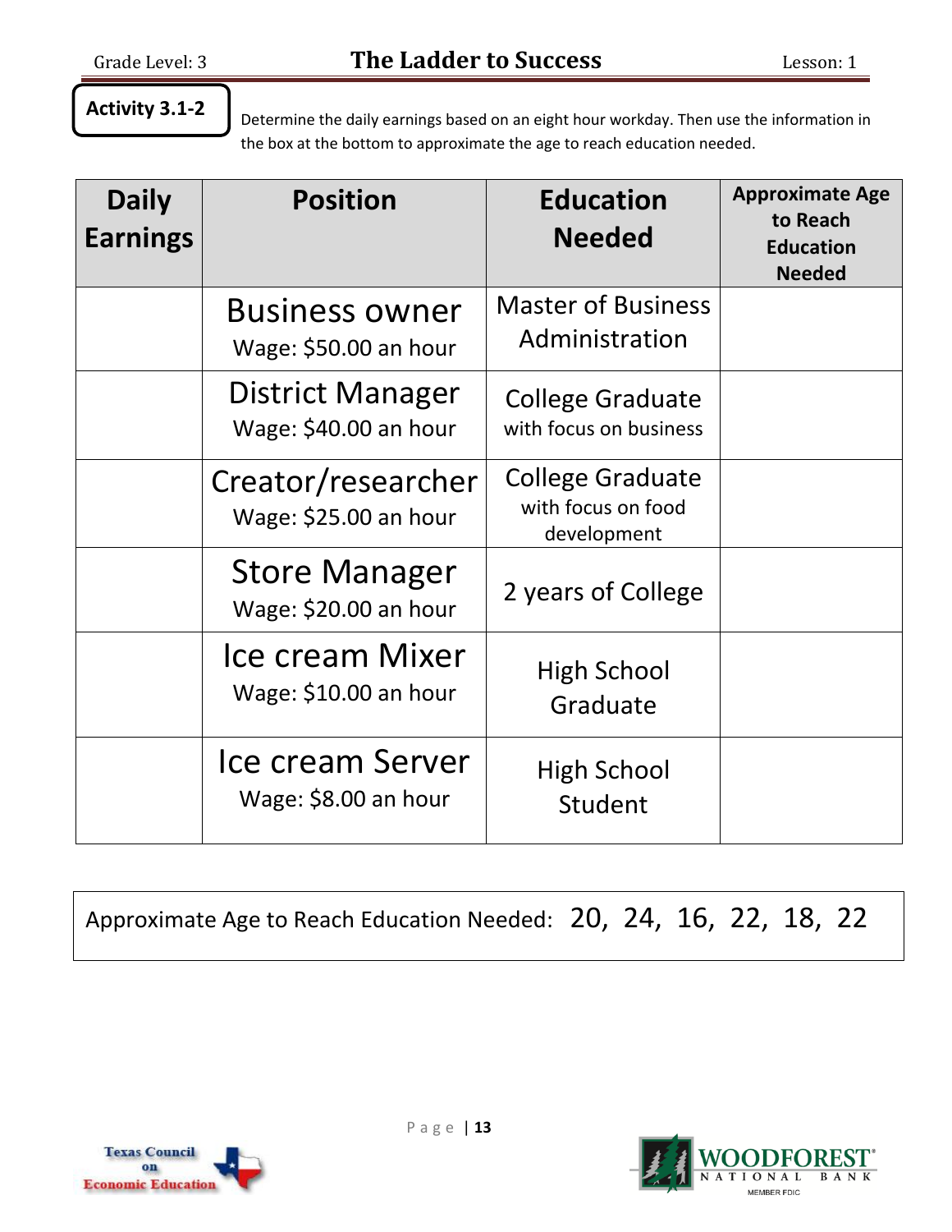**Activity 3.1-2**

Determine the daily earnings based on an eight hour workday. Then use the information in the box at the bottom to approximate the age to reach education needed.

| Daily Earnings | Position | Education Needed | Approximate Age to Reach Education Needed |
|---|---|---|---|
| | Business owner<br>Wage: $50.00 an hour | Master of Business Administration | |
| | District Manager<br>Wage: $40.00 an hour | College Graduate with focus on business | |
| | Creator/researcher<br>Wage: $25.00 an hour | College Graduate with focus on food development | |
| | Store Manager<br>Wage: $20.00 an hour | 2 years of College | |
| | Ice cream Mixer<br>Wage: $10.00 an hour | High School Graduate | |
| | Ice cream Server<br>Wage: $8.00 an hour | High School Student | |

Approximate Age to Reach Education Needed: 20, 24, 16, 22, 18, 22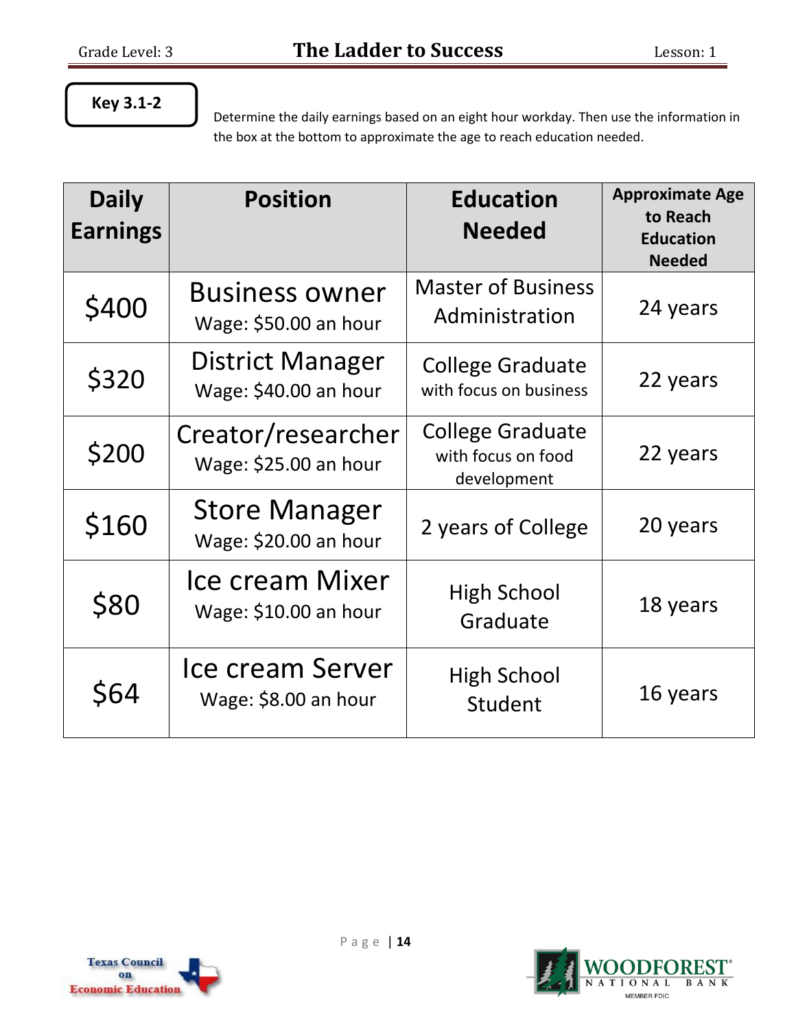**Key 3.1-2**

Determine the daily earnings based on an eight hour workday. Then use the information in the box at the bottom to approximate the age to reach education needed.

| Daily Earnings | Position | Education Needed | Approximate Age to Reach Education Needed |
|---|---|---|---|
| $400 | Business owner<br>Wage: $50.00 an hour | Master of Business Administration | 24 years |
| $320 | District Manager<br>Wage: $40.00 an hour | College Graduate with focus on business | 22 years |
| $200 | Creator/researcher<br>Wage: $25.00 an hour | College Graduate with focus on food development | 22 years |
| $160 | Store Manager<br>Wage: $20.00 an hour | 2 years of College | 20 years |
| $80 | Ice cream Mixer<br>Wage: $10.00 an hour | High School Graduate | 18 years |
| $64 | Ice cream Server<br>Wage: $8.00 an hour | High School Student | 16 years |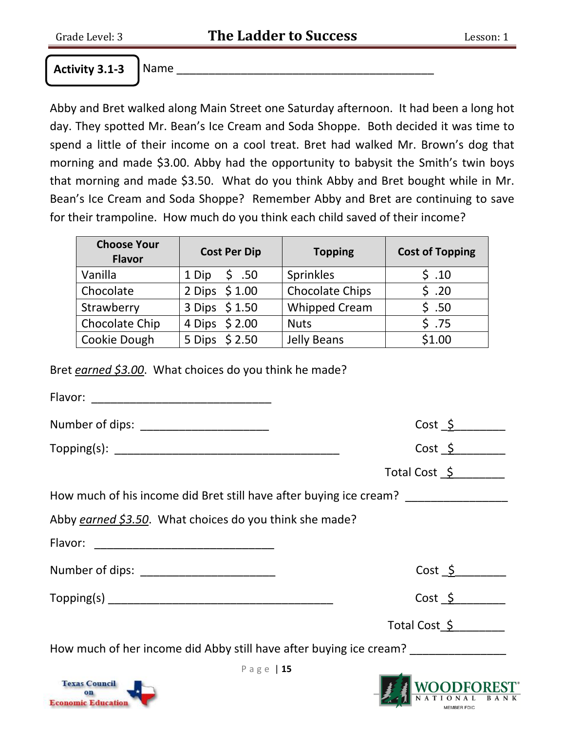**Activity 3.1-3** Name ________________________________________

Abby and Bret walked along Main Street one Saturday afternoon. It had been a long hot day. They spotted Mr. Bean's Ice Cream and Soda Shoppe. Both decided it was time to spend a little of their income on a cool treat. Bret had walked Mr. Brown's dog that morning and made $3.00. Abby had the opportunity to babysit the Smith's twin boys that morning and made $3.50. What do you think Abby and Bret bought while in Mr. Bean's Ice Cream and Soda Shoppe? Remember Abby and Bret are continuing to save for their trampoline. How much do you think each child saved of their income?

| Choose Your Flavor | Cost Per Dip | Topping | Cost of Topping |
|---|---|---|---|
| Vanilla | 1 Dip $ .50 | Sprinkles | $ .10 |
| Chocolate | 2 Dips $ 1.00 | Chocolate Chips | $ .20 |
| Strawberry | 3 Dips $ 1.50 | Whipped Cream | $ .50 |
| Chocolate Chip | 4 Dips $ 2.00 | Nuts | $ .75 |
| Cookie Dough | 5 Dips $ 2.50 | Jelly Beans | $1.00 |

Bret *earned $3.00*. What choices do you think he made?

Flavor: ____________________________

Number of dips: ____________________ Cost $________

Topping(s): ___________________________________ Cost $________

Total Cost $________

How much of his income did Bret still have after buying ice cream? ________________

Abby *earned $3.50*. What choices do you think she made?

Flavor: ____________________________

Number of dips: _____________________ Cost $________

Topping(s) ___________________________________ Cost $________

Total Cost $________

How much of her income did Abby still have after buying ice cream? _______________